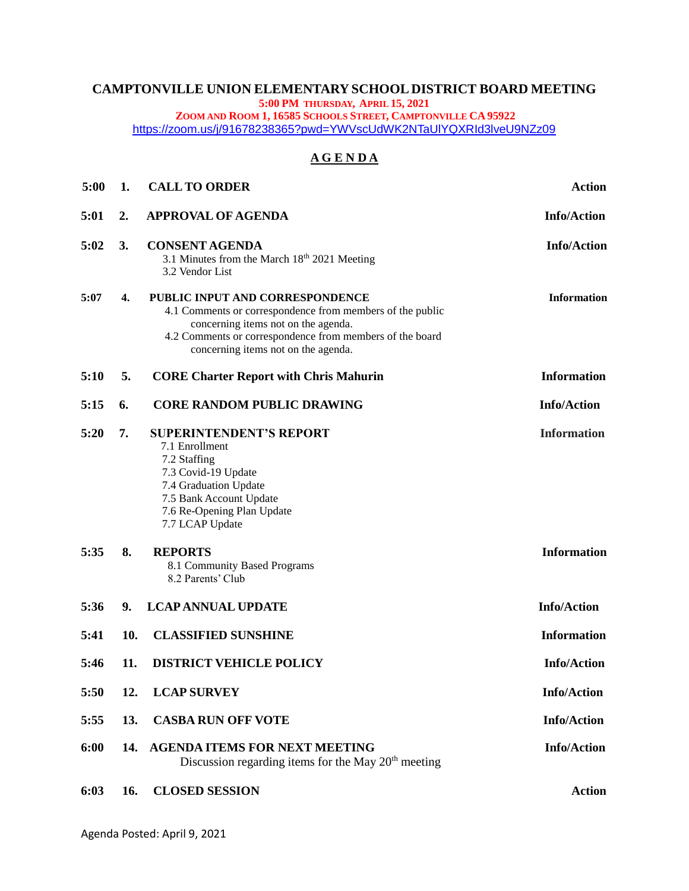# CAMPTONVILLE UNION ELEMENTARY SCHOOL DISTRICT BOARD MEETING

**5:00 PM THURSDAY, APRIL 15, 2021**

**ZOOM AND ROOM 1, 16585 SCHOOLS STREET, CAMPTONVILLE CA 95922**

https://zoom.us/j/91678238365?pwd=YWVscUdWK2NTaUlYQXRId3lveU9NZz09

## AGENDA

| Time | No. | Item | Type |
|---|---|---|---|
| 5:00 | 1. | **CALL TO ORDER** | **Action** |
| 5:01 | 2. | **APPROVAL OF AGENDA** | **Info/Action** |
| 5:02 | 3. | **CONSENT AGENDA**<br>3.1 Minutes from the March 18th 2021 Meeting<br>3.2 Vendor List | **Info/Action** |
| 5:07 | 4. | **PUBLIC INPUT AND CORRESPONDENCE**<br>4.1 Comments or correspondence from members of the public concerning items not on the agenda.<br>4.2 Comments or correspondence from members of the board concerning items not on the agenda. | **Information** |
| 5:10 | 5. | **CORE Charter Report with Chris Mahurin** | **Information** |
| 5:15 | 6. | **CORE RANDOM PUBLIC DRAWING** | **Info/Action** |
| 5:20 | 7. | **SUPERINTENDENT'S REPORT**<br>7.1 Enrollment<br>7.2 Staffing<br>7.3 Covid-19 Update<br>7.4 Graduation Update<br>7.5 Bank Account Update<br>7.6 Re-Opening Plan Update<br>7.7 LCAP Update | **Information** |
| 5:35 | 8. | **REPORTS**<br>8.1 Community Based Programs<br>8.2 Parents' Club | **Information** |
| 5:36 | 9. | **LCAP ANNUAL UPDATE** | **Info/Action** |
| 5:41 | 10. | **CLASSIFIED SUNSHINE** | **Information** |
| 5:46 | 11. | **DISTRICT VEHICLE POLICY** | **Info/Action** |
| 5:50 | 12. | **LCAP SURVEY** | **Info/Action** |
| 5:55 | 13. | **CASBA RUN OFF VOTE** | **Info/Action** |
| 6:00 | 14. | **AGENDA ITEMS FOR NEXT MEETING**<br>Discussion regarding items for the May 20th meeting | **Info/Action** |
| 6:03 | 16. | **CLOSED SESSION** | **Action** |

Agenda Posted: April 9, 2021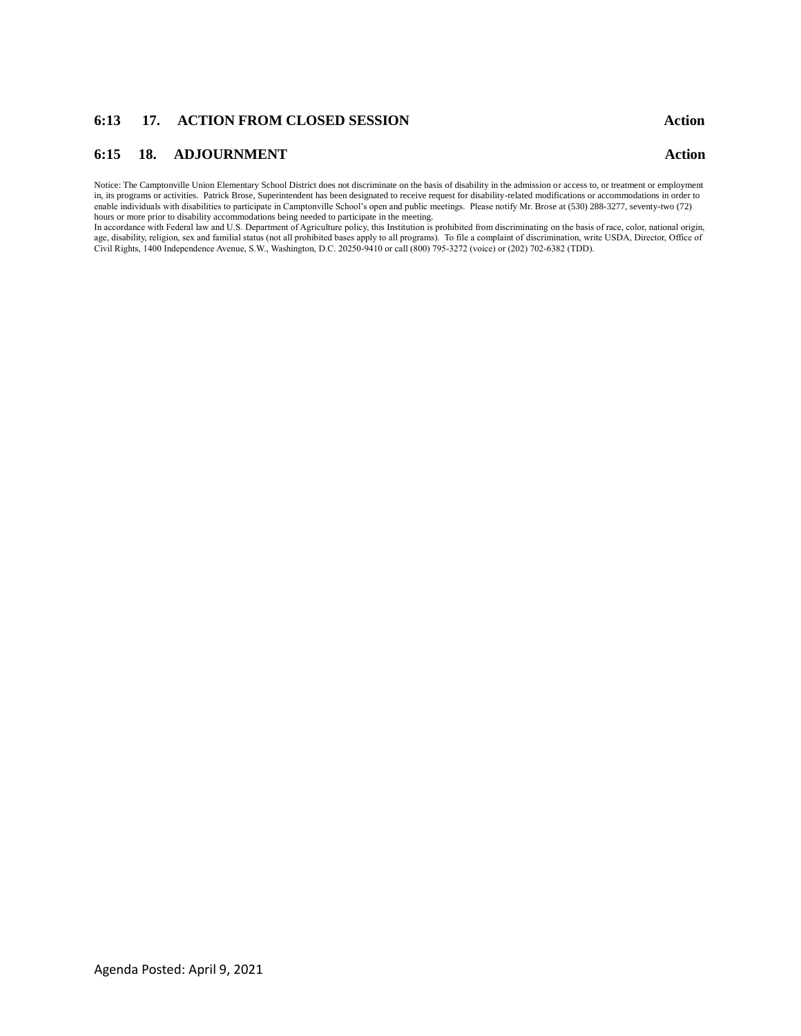**6:13 17. ACTION FROM CLOSED SESSION** **Action**

**6:15 18. ADJOURNMENT** **Action**

Notice: The Camptonville Union Elementary School District does not discriminate on the basis of disability in the admission or access to, or treatment or employment in, its programs or activities. Patrick Brose, Superintendent has been designated to receive request for disability-related modifications or accommodations in order to enable individuals with disabilities to participate in Camptonville School's open and public meetings. Please notify Mr. Brose at (530) 288-3277, seventy-two (72) hours or more prior to disability accommodations being needed to participate in the meeting.
In accordance with Federal law and U.S. Department of Agriculture policy, this Institution is prohibited from discriminating on the basis of race, color, national origin, age, disability, religion, sex and familial status (not all prohibited bases apply to all programs). To file a complaint of discrimination, write USDA, Director, Office of Civil Rights, 1400 Independence Avenue, S.W., Washington, D.C. 20250-9410 or call (800) 795-3272 (voice) or (202) 702-6382 (TDD).

Agenda Posted: April 9, 2021